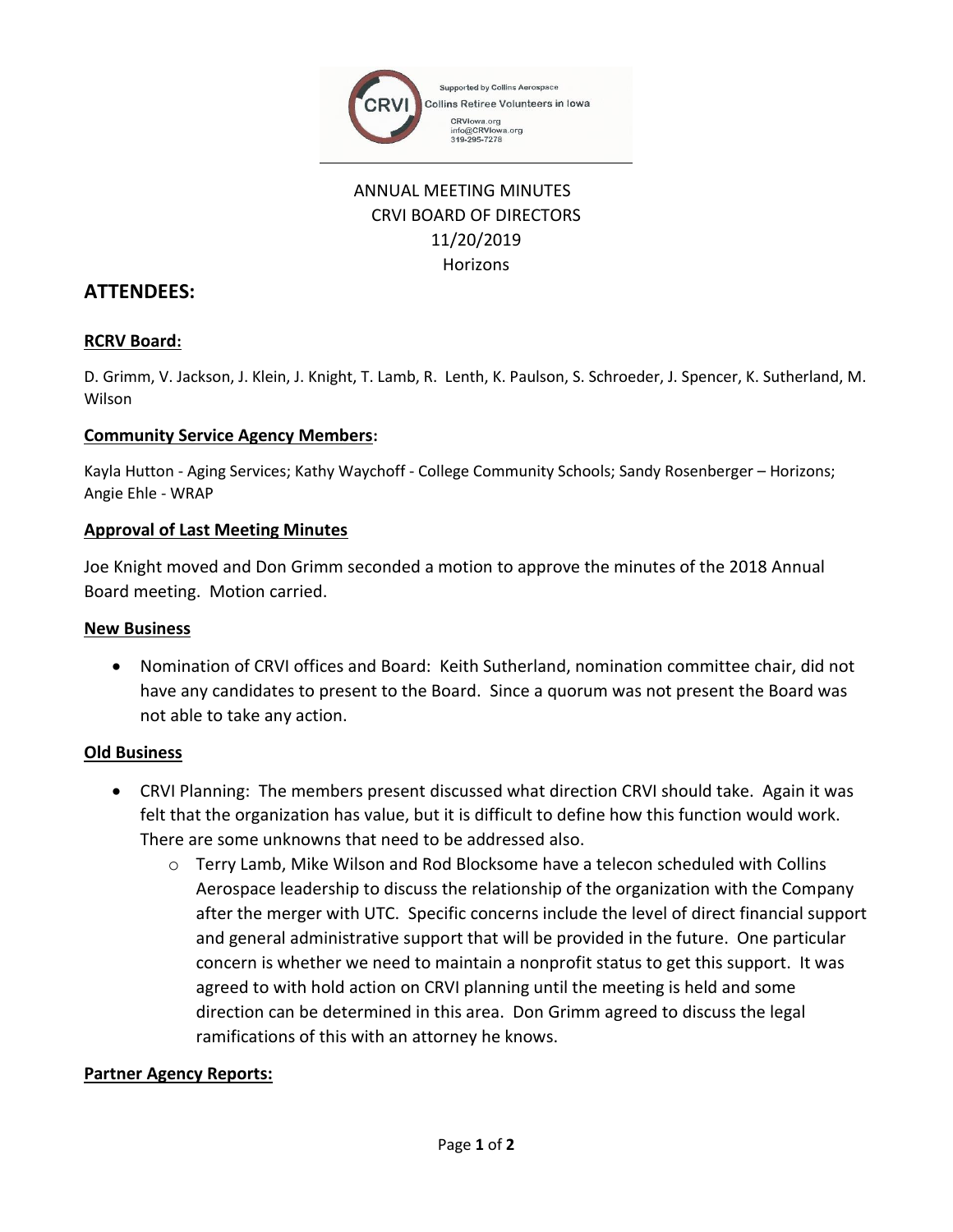Supported by Collins Aerospace
Collins Retiree Volunteers in Iowa
CRVIowa.org
info@CRVIowa.org
319-295-7278

ANNUAL MEETING MINUTES
CRVI BOARD OF DIRECTORS
11/20/2019
Horizons

## ATTENDEES:

**RCRV Board:**

D. Grimm, V. Jackson, J. Klein, J. Knight, T. Lamb, R. Lenth, K. Paulson, S. Schroeder, J. Spencer, K. Sutherland, M. Wilson

**Community Service Agency Members:**

Kayla Hutton - Aging Services; Kathy Waychoff - College Community Schools; Sandy Rosenberger – Horizons; Angie Ehle - WRAP

**Approval of Last Meeting Minutes**

Joe Knight moved and Don Grimm seconded a motion to approve the minutes of the 2018 Annual Board meeting. Motion carried.

**New Business**

- Nomination of CRVI offices and Board: Keith Sutherland, nomination committee chair, did not have any candidates to present to the Board. Since a quorum was not present the Board was not able to take any action.

**Old Business**

- CRVI Planning: The members present discussed what direction CRVI should take. Again it was felt that the organization has value, but it is difficult to define how this function would work. There are some unknowns that need to be addressed also.
  - Terry Lamb, Mike Wilson and Rod Blocksome have a telecon scheduled with Collins Aerospace leadership to discuss the relationship of the organization with the Company after the merger with UTC. Specific concerns include the level of direct financial support and general administrative support that will be provided in the future. One particular concern is whether we need to maintain a nonprofit status to get this support. It was agreed to with hold action on CRVI planning until the meeting is held and some direction can be determined in this area. Don Grimm agreed to discuss the legal ramifications of this with an attorney he knows.

**Partner Agency Reports:**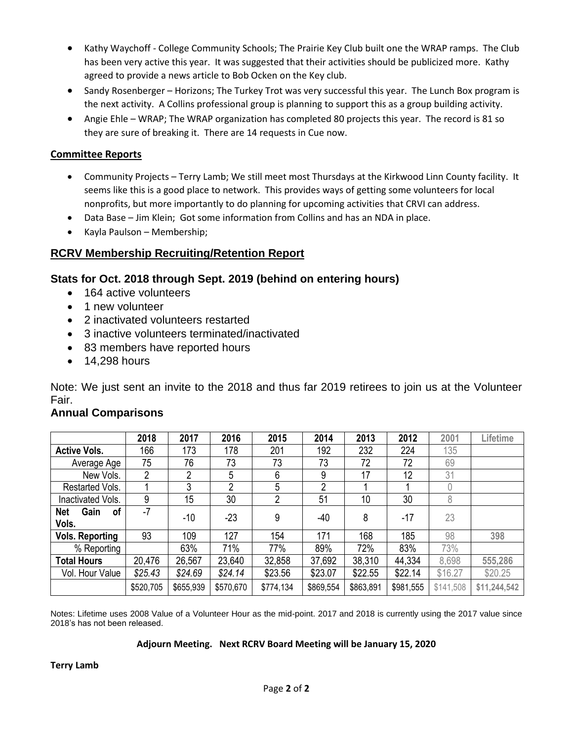- Kathy Waychoff - College Community Schools; The Prairie Key Club built one the WRAP ramps. The Club has been very active this year. It was suggested that their activities should be publicized more. Kathy agreed to provide a news article to Bob Ocken on the Key club.
- Sandy Rosenberger – Horizons; The Turkey Trot was very successful this year. The Lunch Box program is the next activity. A Collins professional group is planning to support this as a group building activity.
- Angie Ehle – WRAP; The WRAP organization has completed 80 projects this year. The record is 81 so they are sure of breaking it. There are 14 requests in Cue now.

**Committee Reports**

- Community Projects – Terry Lamb; We still meet most Thursdays at the Kirkwood Linn County facility. It seems like this is a good place to network. This provides ways of getting some volunteers for local nonprofits, but more importantly to do planning for upcoming activities that CRVI can address.
- Data Base – Jim Klein; Got some information from Collins and has an NDA in place.
- Kayla Paulson – Membership;

## RCRV Membership Recruiting/Retention Report

### Stats for Oct. 2018 through Sept. 2019 (behind on entering hours)

- 164 active volunteers
- 1 new volunteer
- 2 inactivated volunteers restarted
- 3 inactive volunteers terminated/inactivated
- 83 members have reported hours
- 14,298 hours

Note: We just sent an invite to the 2018 and thus far 2019 retirees to join us at the Volunteer Fair.

### Annual Comparisons

| | 2018 | 2017 | 2016 | 2015 | 2014 | 2013 | 2012 | 2001 | Lifetime |
|---|---|---|---|---|---|---|---|---|---|
| **Active Vols.** | 166 | 173 | 178 | 201 | 192 | 232 | 224 | 135 | |
| Average Age | 75 | 76 | 73 | 73 | 73 | 72 | 72 | 69 | |
| New Vols. | 2 | 2 | 5 | 6 | 9 | 17 | 12 | 31 | |
| Restarted Vols. | 1 | 3 | 2 | 5 | 2 | 1 | 1 | 0 | |
| Inactivated Vols. | 9 | 15 | 30 | 2 | 51 | 10 | 30 | 8 | |
| **Net Gain of Vols.** | -7 | -10 | -23 | 9 | -40 | 8 | -17 | 23 | |
| **Vols. Reporting** | 93 | 109 | 127 | 154 | 171 | 168 | 185 | 98 | 398 |
| % Reporting | | 63% | 71% | 77% | 89% | 72% | 83% | 73% | |
| **Total Hours** | 20,476 | 26,567 | 23,640 | 32,858 | 37,692 | 38,310 | 44,334 | 8,698 | 555,286 |
| Vol. Hour Value | *$25.43* | *$24.69* | *$24.14* | $23.56 | $23.07 | $22.55 | $22.14 | $16.27 | $20.25 |
| | $520,705 | $655,939 | $570,670 | $774,134 | $869,554 | $863,891 | $981,555 | $141,508 | $11,244,542 |

Notes: Lifetime uses 2008 Value of a Volunteer Hour as the mid-point. 2017 and 2018 is currently using the 2017 value since 2018's has not been released.

**Adjourn Meeting. Next RCRV Board Meeting will be January 15, 2020**

**Terry Lamb**